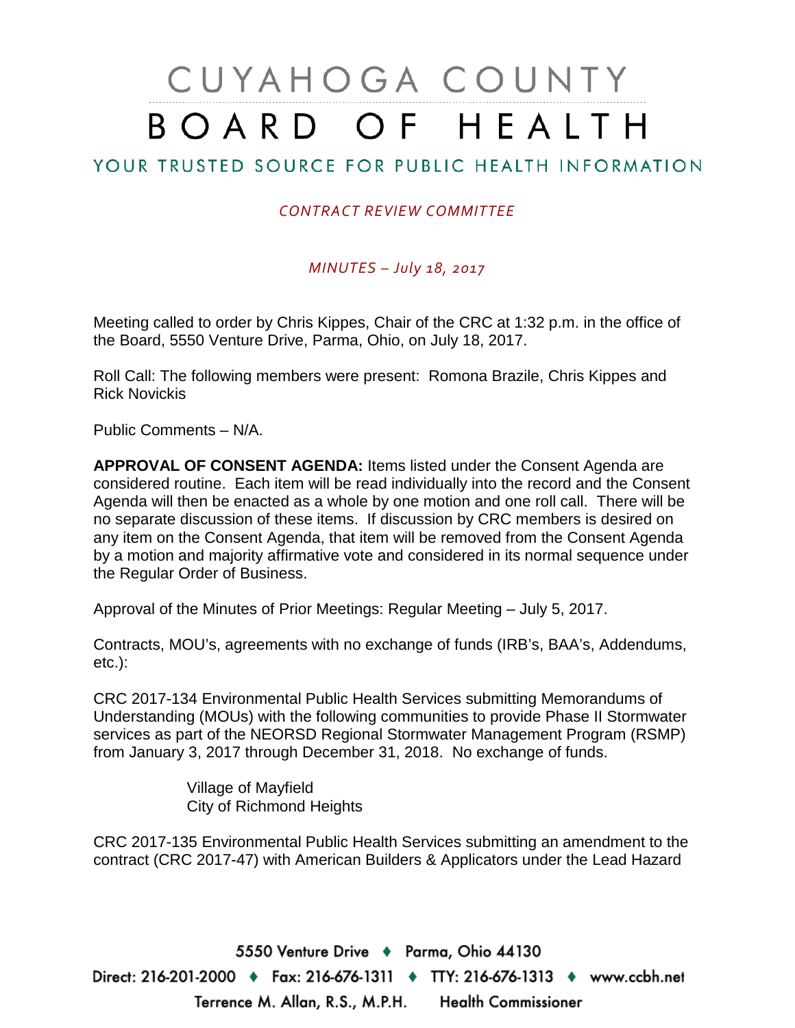# CUYAHOGA COUNTY BOARD OF HEALTH

## YOUR TRUSTED SOURCE FOR PUBLIC HEALTH INFORMATION

*CONTRACT REVIEW COMMITTEE*

*MINUTES – July 18, 2017*

Meeting called to order by Chris Kippes, Chair of the CRC at 1:32 p.m. in the office of the Board, 5550 Venture Drive, Parma, Ohio, on July 18, 2017.

Roll Call: The following members were present: Romona Brazile, Chris Kippes and Rick Novickis

Public Comments – N/A.

**APPROVAL OF CONSENT AGENDA:** Items listed under the Consent Agenda are considered routine. Each item will be read individually into the record and the Consent Agenda will then be enacted as a whole by one motion and one roll call. There will be no separate discussion of these items. If discussion by CRC members is desired on any item on the Consent Agenda, that item will be removed from the Consent Agenda by a motion and majority affirmative vote and considered in its normal sequence under the Regular Order of Business.

Approval of the Minutes of Prior Meetings: Regular Meeting – July 5, 2017.

Contracts, MOU's, agreements with no exchange of funds (IRB's, BAA's, Addendums, etc.):

CRC 2017-134 Environmental Public Health Services submitting Memorandums of Understanding (MOUs) with the following communities to provide Phase II Stormwater services as part of the NEORSD Regional Stormwater Management Program (RSMP) from January 3, 2017 through December 31, 2018. No exchange of funds.

> Village of Mayfield
> City of Richmond Heights

CRC 2017-135 Environmental Public Health Services submitting an amendment to the contract (CRC 2017-47) with American Builders & Applicators under the Lead Hazard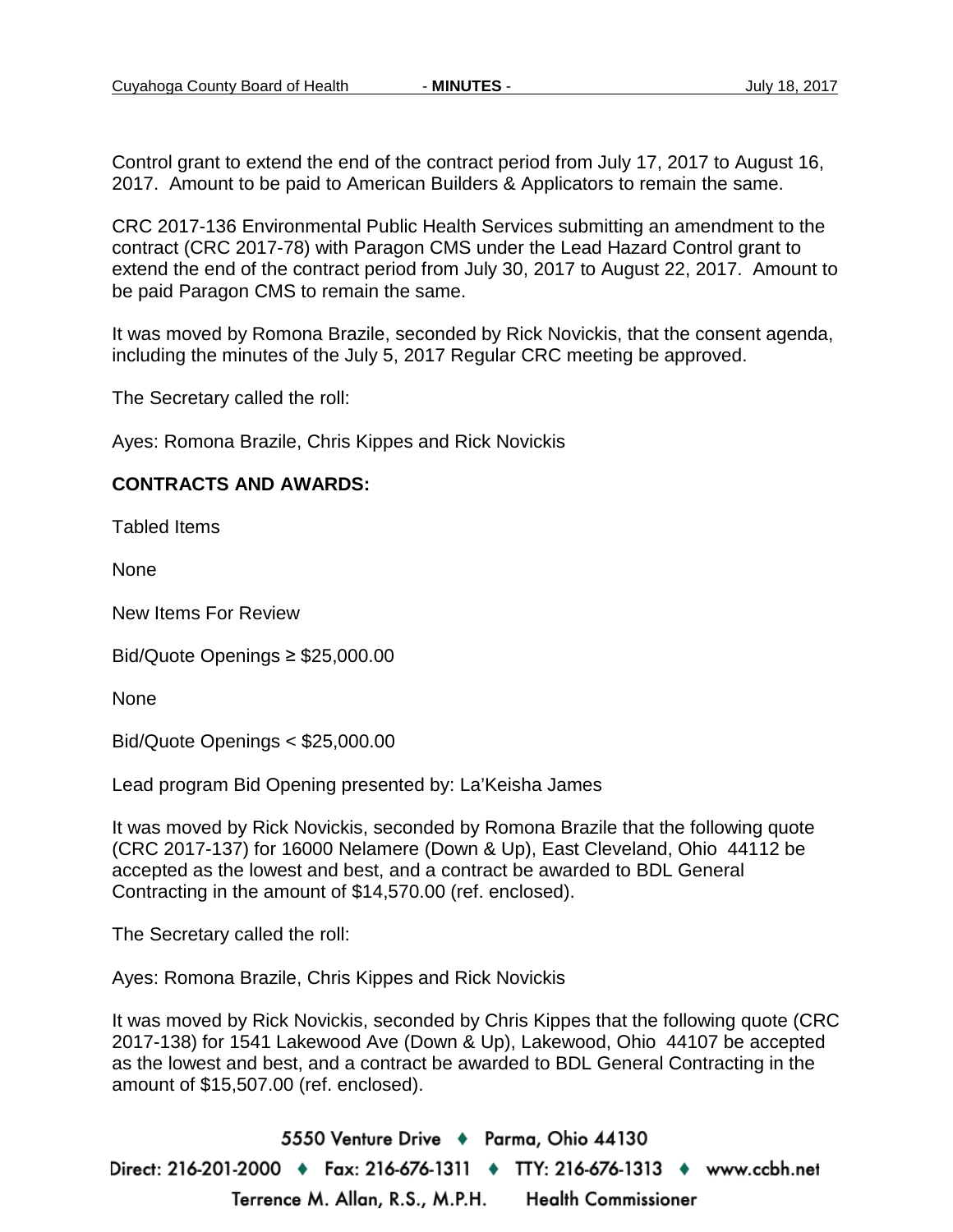Control grant to extend the end of the contract period from July 17, 2017 to August 16, 2017. Amount to be paid to American Builders & Applicators to remain the same.

CRC 2017-136 Environmental Public Health Services submitting an amendment to the contract (CRC 2017-78) with Paragon CMS under the Lead Hazard Control grant to extend the end of the contract period from July 30, 2017 to August 22, 2017. Amount to be paid Paragon CMS to remain the same.

It was moved by Romona Brazile, seconded by Rick Novickis, that the consent agenda, including the minutes of the July 5, 2017 Regular CRC meeting be approved.

The Secretary called the roll:

Ayes: Romona Brazile, Chris Kippes and Rick Novickis

**CONTRACTS AND AWARDS:**

Tabled Items

None

New Items For Review

Bid/Quote Openings ≥ $25,000.00

None

Bid/Quote Openings < $25,000.00

Lead program Bid Opening presented by: La'Keisha James

It was moved by Rick Novickis, seconded by Romona Brazile that the following quote (CRC 2017-137) for 16000 Nelamere (Down & Up), East Cleveland, Ohio 44112 be accepted as the lowest and best, and a contract be awarded to BDL General Contracting in the amount of $14,570.00 (ref. enclosed).

The Secretary called the roll:

Ayes: Romona Brazile, Chris Kippes and Rick Novickis

It was moved by Rick Novickis, seconded by Chris Kippes that the following quote (CRC 2017-138) for 1541 Lakewood Ave (Down & Up), Lakewood, Ohio 44107 be accepted as the lowest and best, and a contract be awarded to BDL General Contracting in the amount of $15,507.00 (ref. enclosed).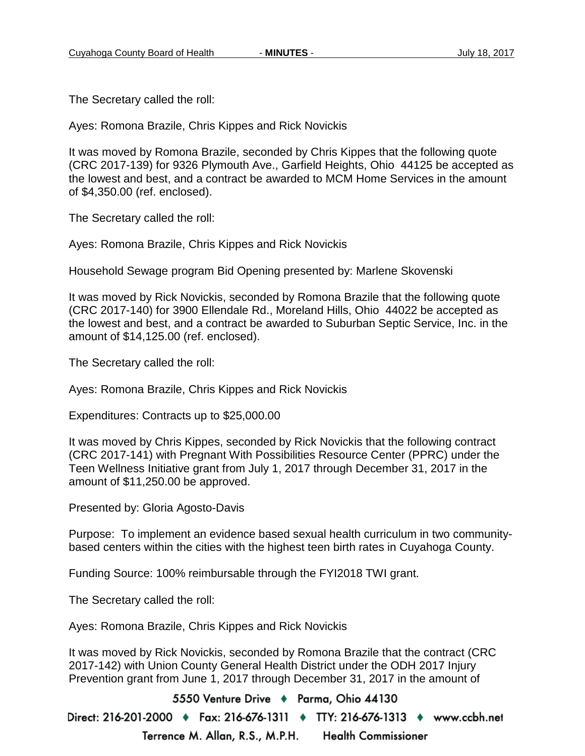The Secretary called the roll:

Ayes: Romona Brazile, Chris Kippes and Rick Novickis

It was moved by Romona Brazile, seconded by Chris Kippes that the following quote (CRC 2017-139) for 9326 Plymouth Ave., Garfield Heights, Ohio 44125 be accepted as the lowest and best, and a contract be awarded to MCM Home Services in the amount of $4,350.00 (ref. enclosed).

The Secretary called the roll:

Ayes: Romona Brazile, Chris Kippes and Rick Novickis

Household Sewage program Bid Opening presented by: Marlene Skovenski

It was moved by Rick Novickis, seconded by Romona Brazile that the following quote (CRC 2017-140) for 3900 Ellendale Rd., Moreland Hills, Ohio 44022 be accepted as the lowest and best, and a contract be awarded to Suburban Septic Service, Inc. in the amount of $14,125.00 (ref. enclosed).

The Secretary called the roll:

Ayes: Romona Brazile, Chris Kippes and Rick Novickis

Expenditures: Contracts up to $25,000.00

It was moved by Chris Kippes, seconded by Rick Novickis that the following contract (CRC 2017-141) with Pregnant With Possibilities Resource Center (PPRC) under the Teen Wellness Initiative grant from July 1, 2017 through December 31, 2017 in the amount of $11,250.00 be approved.

Presented by: Gloria Agosto-Davis

Purpose: To implement an evidence based sexual health curriculum in two community-based centers within the cities with the highest teen birth rates in Cuyahoga County.

Funding Source: 100% reimbursable through the FYI2018 TWI grant.

The Secretary called the roll:

Ayes: Romona Brazile, Chris Kippes and Rick Novickis

It was moved by Rick Novickis, seconded by Romona Brazile that the contract (CRC 2017-142) with Union County General Health District under the ODH 2017 Injury Prevention grant from June 1, 2017 through December 31, 2017 in the amount of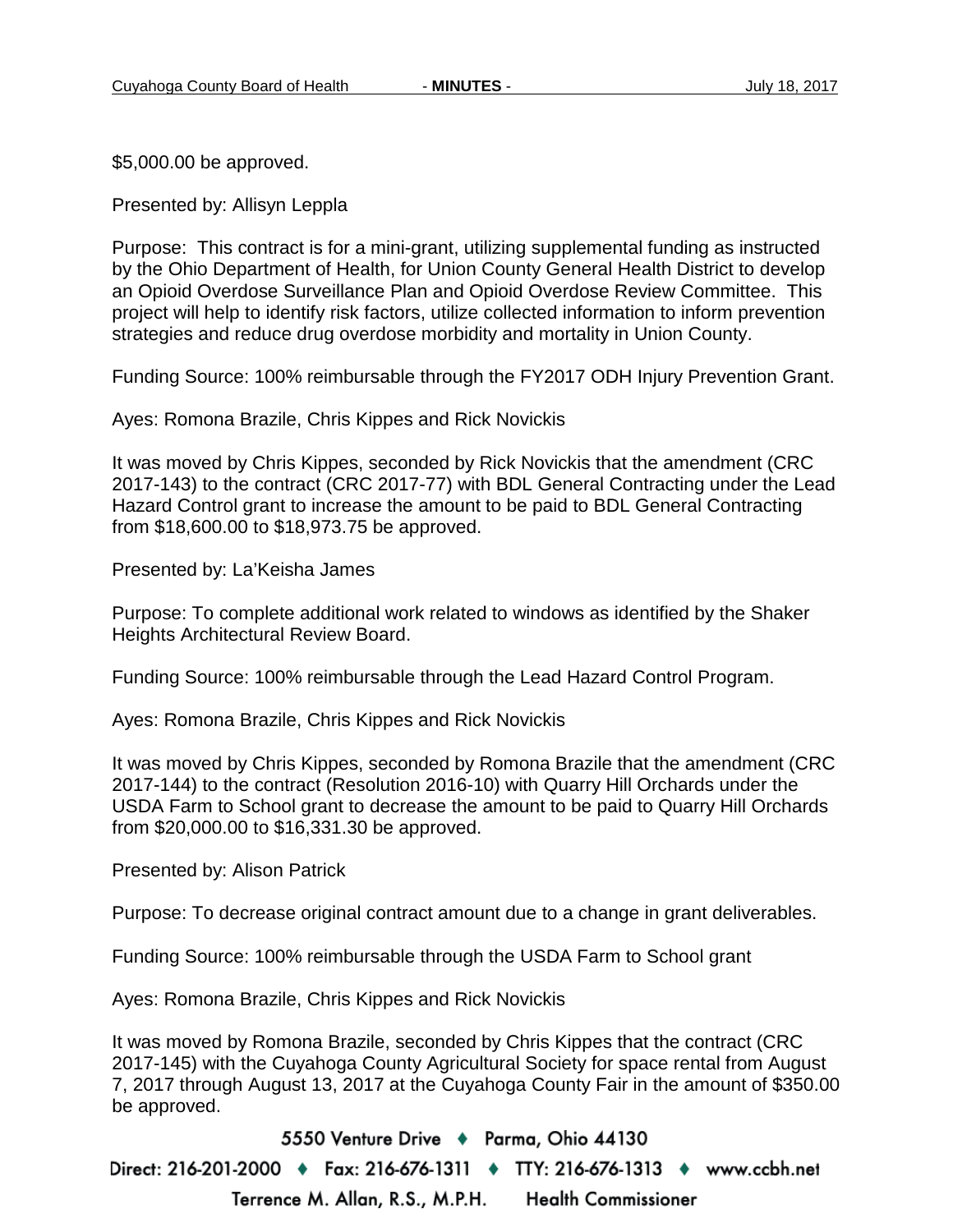$5,000.00 be approved.

Presented by: Allisyn Leppla

Purpose: This contract is for a mini-grant, utilizing supplemental funding as instructed by the Ohio Department of Health, for Union County General Health District to develop an Opioid Overdose Surveillance Plan and Opioid Overdose Review Committee. This project will help to identify risk factors, utilize collected information to inform prevention strategies and reduce drug overdose morbidity and mortality in Union County.

Funding Source: 100% reimbursable through the FY2017 ODH Injury Prevention Grant.

Ayes: Romona Brazile, Chris Kippes and Rick Novickis

It was moved by Chris Kippes, seconded by Rick Novickis that the amendment (CRC 2017-143) to the contract (CRC 2017-77) with BDL General Contracting under the Lead Hazard Control grant to increase the amount to be paid to BDL General Contracting from $18,600.00 to $18,973.75 be approved.

Presented by: La'Keisha James

Purpose: To complete additional work related to windows as identified by the Shaker Heights Architectural Review Board.

Funding Source: 100% reimbursable through the Lead Hazard Control Program.

Ayes: Romona Brazile, Chris Kippes and Rick Novickis

It was moved by Chris Kippes, seconded by Romona Brazile that the amendment (CRC 2017-144) to the contract (Resolution 2016-10) with Quarry Hill Orchards under the USDA Farm to School grant to decrease the amount to be paid to Quarry Hill Orchards from $20,000.00 to $16,331.30 be approved.

Presented by: Alison Patrick

Purpose: To decrease original contract amount due to a change in grant deliverables.

Funding Source: 100% reimbursable through the USDA Farm to School grant

Ayes: Romona Brazile, Chris Kippes and Rick Novickis

It was moved by Romona Brazile, seconded by Chris Kippes that the contract (CRC 2017-145) with the Cuyahoga County Agricultural Society for space rental from August 7, 2017 through August 13, 2017 at the Cuyahoga County Fair in the amount of $350.00 be approved.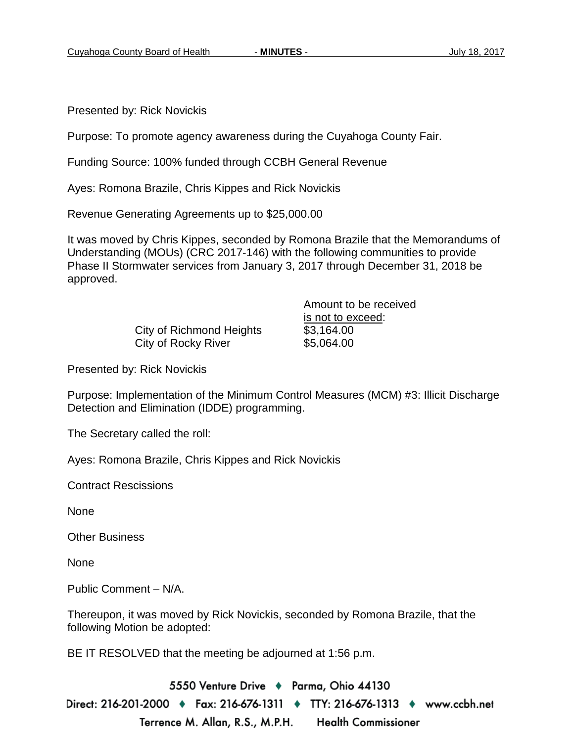Presented by: Rick Novickis

Purpose: To promote agency awareness during the Cuyahoga County Fair.

Funding Source: 100% funded through CCBH General Revenue

Ayes: Romona Brazile, Chris Kippes and Rick Novickis

Revenue Generating Agreements up to $25,000.00

It was moved by Chris Kippes, seconded by Romona Brazile that the Memorandums of Understanding (MOUs) (CRC 2017-146) with the following communities to provide Phase II Stormwater services from January 3, 2017 through December 31, 2018 be approved.

| | Amount to be received is not to exceed: |
|---|---|
| City of Richmond Heights | $3,164.00 |
| City of Rocky River | $5,064.00 |

Presented by: Rick Novickis

Purpose: Implementation of the Minimum Control Measures (MCM) #3: Illicit Discharge Detection and Elimination (IDDE) programming.

The Secretary called the roll:

Ayes: Romona Brazile, Chris Kippes and Rick Novickis

Contract Rescissions

None

Other Business

None

Public Comment – N/A.

Thereupon, it was moved by Rick Novickis, seconded by Romona Brazile, that the following Motion be adopted:

BE IT RESOLVED that the meeting be adjourned at 1:56 p.m.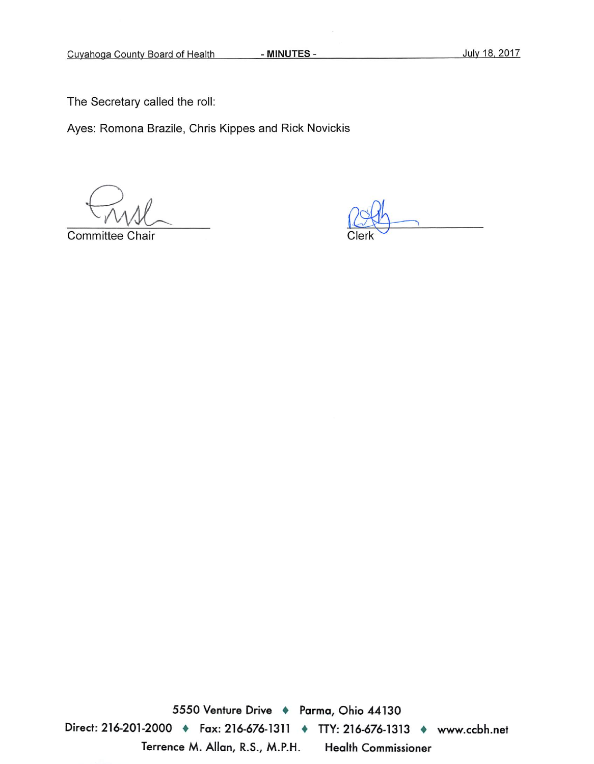The Secretary called the roll:

Ayes: Romona Brazile, Chris Kippes and Rick Novickis

Committee Chair

Clerk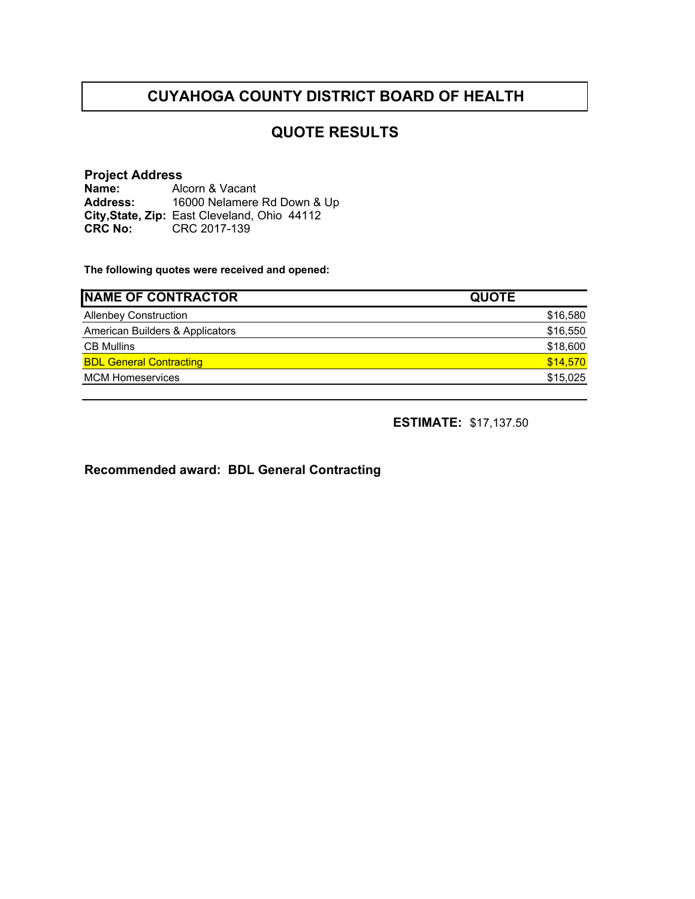# CUYAHOGA COUNTY DISTRICT BOARD OF HEALTH

## QUOTE RESULTS

**Project Address**
**Name:** Alcorn & Vacant
**Address:** 16000 Nelamere Rd Down & Up
**City,State, Zip:** East Cleveland, Ohio 44112
**CRC No:** CRC 2017-139

**The following quotes were received and opened:**

| NAME OF CONTRACTOR | QUOTE |
|---|---|
| Allenbey Construction | $16,580 |
| American Builders & Applicators | $16,550 |
| CB Mullins | $18,600 |
| BDL General Contracting | $14,570 |
| MCM Homeservices | $15,025 |

**ESTIMATE:** $17,137.50

**Recommended award: BDL General Contracting**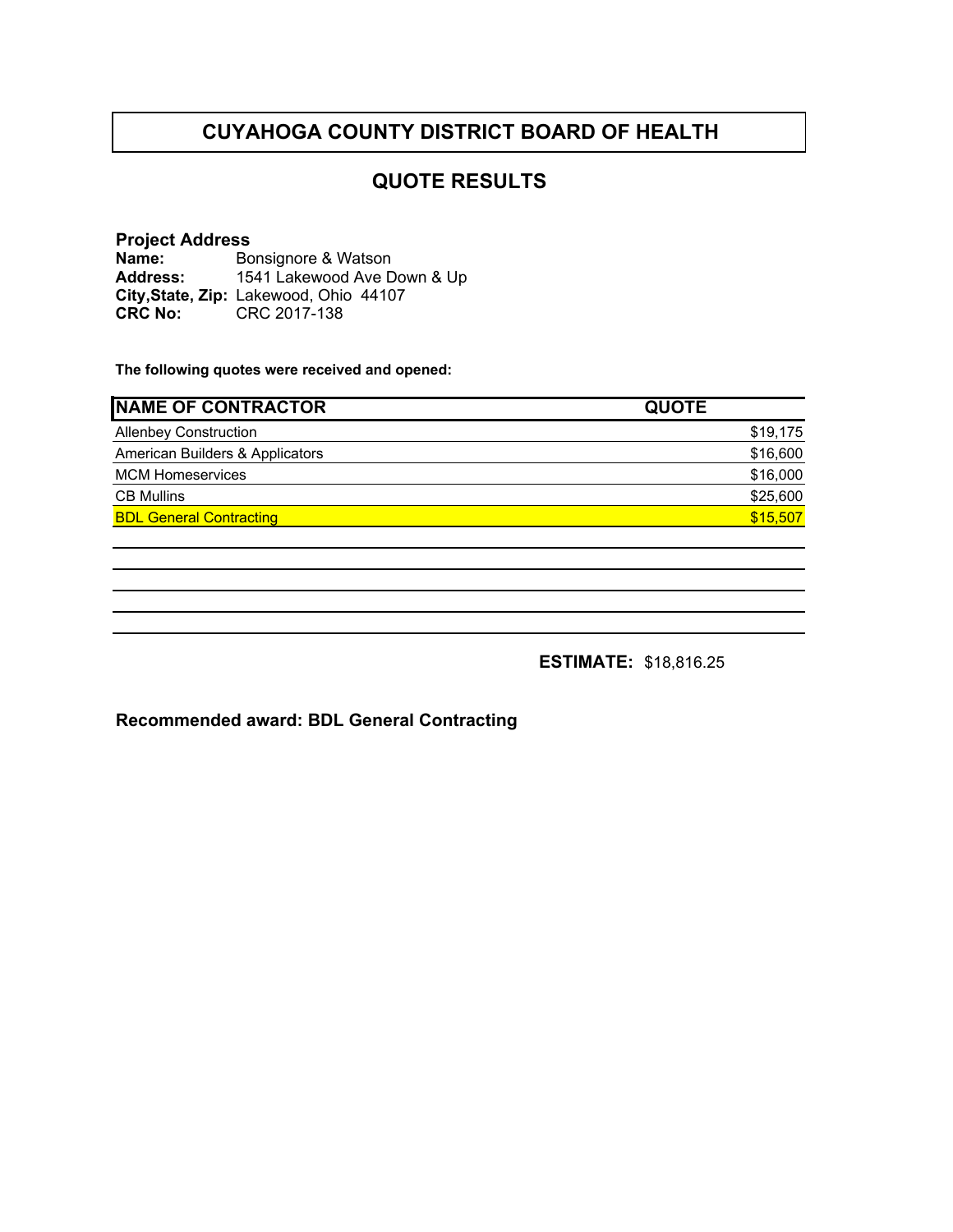# CUYAHOGA COUNTY DISTRICT BOARD OF HEALTH

## QUOTE RESULTS

**Project Address**

**Name:** Bonsignore & Watson
**Address:** 1541 Lakewood Ave Down & Up
**City,State, Zip:** Lakewood, Ohio 44107
**CRC No:** CRC 2017-138

**The following quotes were received and opened:**

| NAME OF CONTRACTOR | QUOTE |
|---|---|
| Allenbey Construction | $19,175 |
| American Builders & Applicators | $16,600 |
| MCM Homeservices | $16,000 |
| CB Mullins | $25,600 |
| BDL General Contracting | $15,507 |

**ESTIMATE:** $18,816.25

**Recommended award: BDL General Contracting**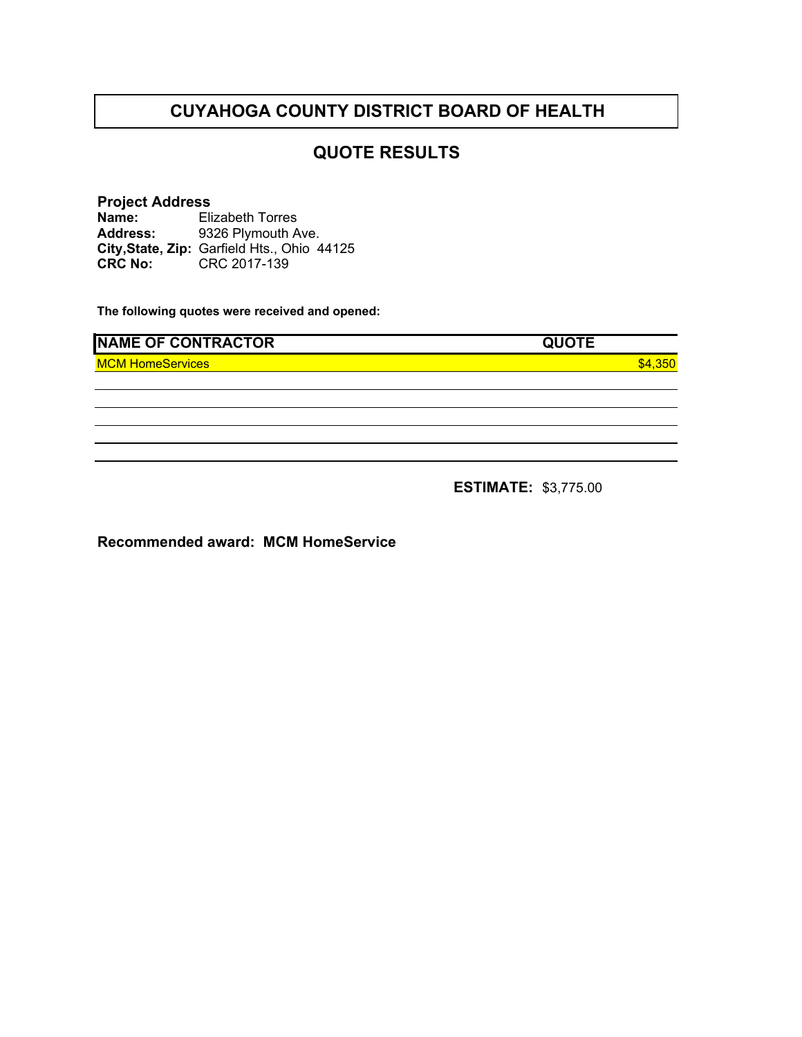# CUYAHOGA COUNTY DISTRICT BOARD OF HEALTH

## QUOTE RESULTS

**Project Address**

**Name:** Elizabeth Torres
**Address:** 9326 Plymouth Ave.
**City,State, Zip:** Garfield Hts., Ohio 44125
**CRC No:** CRC 2017-139

**The following quotes were received and opened:**

| NAME OF CONTRACTOR | QUOTE |
| --- | --- |
| MCM HomeServices | $4,350 |
| | |
| | |
| | |
| | |
| | |

**ESTIMATE:** $3,775.00

**Recommended award: MCM HomeService**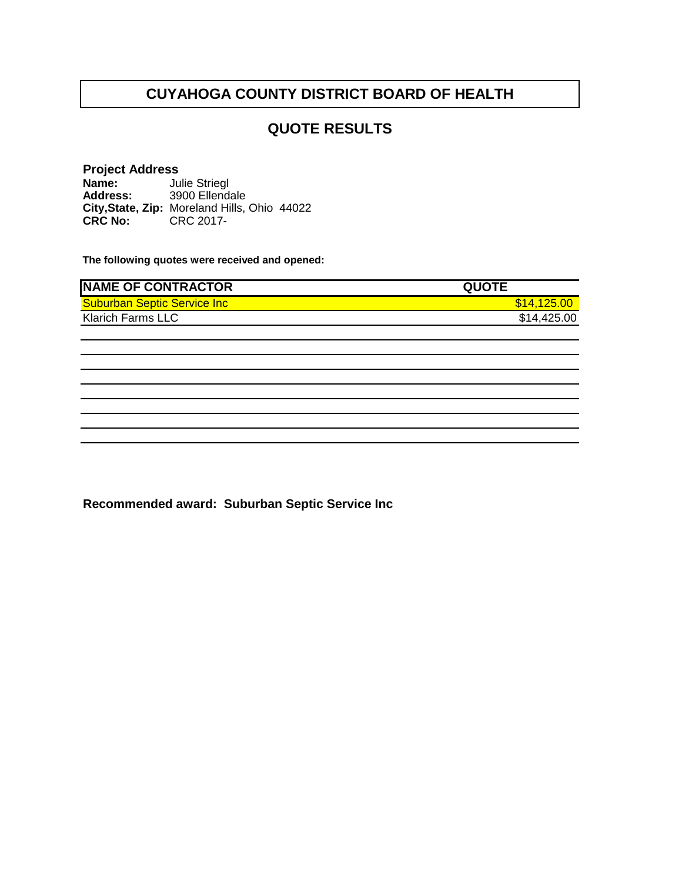# CUYAHOGA COUNTY DISTRICT BOARD OF HEALTH

## QUOTE RESULTS

**Project Address**

**Name:** Julie Striegl
**Address:** 3900 Ellendale
**City,State, Zip:** Moreland Hills, Ohio 44022
**CRC No:** CRC 2017-

**The following quotes were received and opened:**

| NAME OF CONTRACTOR | QUOTE |
|---|---|
| Suburban Septic Service Inc | $14,125.00 |
| Klarich Farms LLC | $14,425.00 |

**Recommended award: Suburban Septic Service Inc**